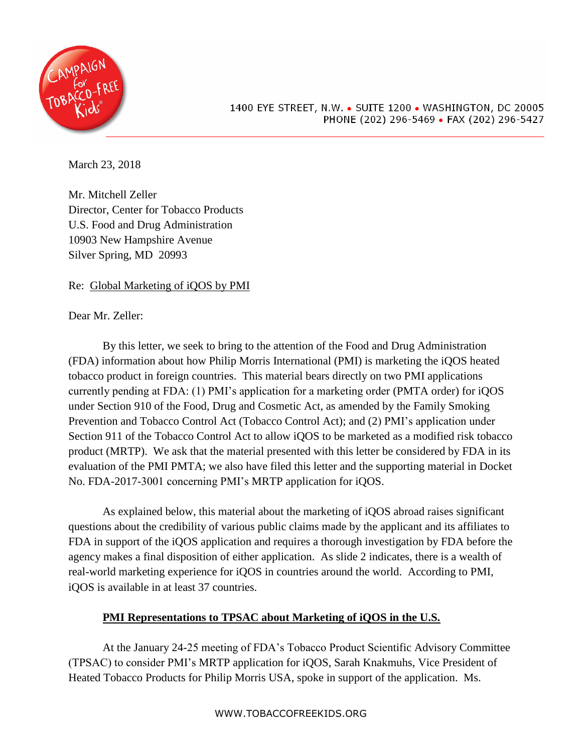1400 EYE STREET, N.W. • SUITE 1200 • WASHINGTON, DC 20005
PHONE (202) 296-5469 • FAX (202) 296-5427

March 23, 2018

Mr. Mitchell Zeller
Director, Center for Tobacco Products
U.S. Food and Drug Administration
10903 New Hampshire Avenue
Silver Spring, MD 20993

Re: Global Marketing of iQOS by PMI

Dear Mr. Zeller:

By this letter, we seek to bring to the attention of the Food and Drug Administration (FDA) information about how Philip Morris International (PMI) is marketing the iQOS heated tobacco product in foreign countries. This material bears directly on two PMI applications currently pending at FDA: (1) PMI's application for a marketing order (PMTA order) for iQOS under Section 910 of the Food, Drug and Cosmetic Act, as amended by the Family Smoking Prevention and Tobacco Control Act (Tobacco Control Act); and (2) PMI's application under Section 911 of the Tobacco Control Act to allow iQOS to be marketed as a modified risk tobacco product (MRTP). We ask that the material presented with this letter be considered by FDA in its evaluation of the PMI PMTA; we also have filed this letter and the supporting material in Docket No. FDA-2017-3001 concerning PMI's MRTP application for iQOS.

As explained below, this material about the marketing of iQOS abroad raises significant questions about the credibility of various public claims made by the applicant and its affiliates to FDA in support of the iQOS application and requires a thorough investigation by FDA before the agency makes a final disposition of either application. As slide 2 indicates, there is a wealth of real-world marketing experience for iQOS in countries around the world. According to PMI, iQOS is available in at least 37 countries.

## PMI Representations to TPSAC about Marketing of iQOS in the U.S.

At the January 24-25 meeting of FDA's Tobacco Product Scientific Advisory Committee (TPSAC) to consider PMI's MRTP application for iQOS, Sarah Knakmuhs, Vice President of Heated Tobacco Products for Philip Morris USA, spoke in support of the application. Ms.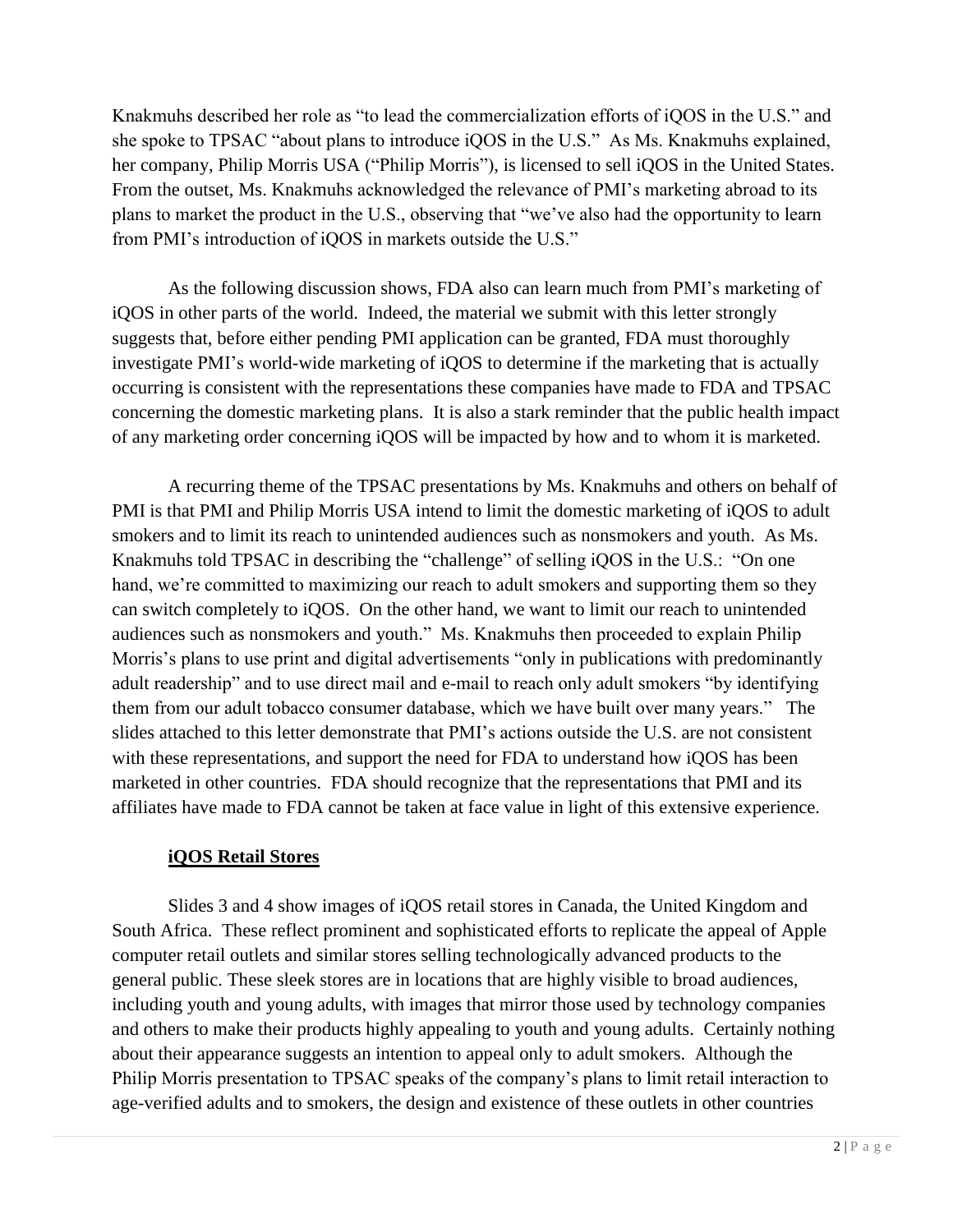Knakmuhs described her role as "to lead the commercialization efforts of iQOS in the U.S." and she spoke to TPSAC "about plans to introduce iQOS in the U.S." As Ms. Knakmuhs explained, her company, Philip Morris USA ("Philip Morris"), is licensed to sell iQOS in the United States. From the outset, Ms. Knakmuhs acknowledged the relevance of PMI's marketing abroad to its plans to market the product in the U.S., observing that "we've also had the opportunity to learn from PMI's introduction of iQOS in markets outside the U.S."

As the following discussion shows, FDA also can learn much from PMI's marketing of iQOS in other parts of the world. Indeed, the material we submit with this letter strongly suggests that, before either pending PMI application can be granted, FDA must thoroughly investigate PMI's world-wide marketing of iQOS to determine if the marketing that is actually occurring is consistent with the representations these companies have made to FDA and TPSAC concerning the domestic marketing plans. It is also a stark reminder that the public health impact of any marketing order concerning iQOS will be impacted by how and to whom it is marketed.

A recurring theme of the TPSAC presentations by Ms. Knakmuhs and others on behalf of PMI is that PMI and Philip Morris USA intend to limit the domestic marketing of iQOS to adult smokers and to limit its reach to unintended audiences such as nonsmokers and youth. As Ms. Knakmuhs told TPSAC in describing the "challenge" of selling iQOS in the U.S.: "On one hand, we're committed to maximizing our reach to adult smokers and supporting them so they can switch completely to iQOS. On the other hand, we want to limit our reach to unintended audiences such as nonsmokers and youth." Ms. Knakmuhs then proceeded to explain Philip Morris's plans to use print and digital advertisements "only in publications with predominantly adult readership" and to use direct mail and e-mail to reach only adult smokers "by identifying them from our adult tobacco consumer database, which we have built over many years." The slides attached to this letter demonstrate that PMI's actions outside the U.S. are not consistent with these representations, and support the need for FDA to understand how iQOS has been marketed in other countries. FDA should recognize that the representations that PMI and its affiliates have made to FDA cannot be taken at face value in light of this extensive experience.

## iQOS Retail Stores

Slides 3 and 4 show images of iQOS retail stores in Canada, the United Kingdom and South Africa. These reflect prominent and sophisticated efforts to replicate the appeal of Apple computer retail outlets and similar stores selling technologically advanced products to the general public. These sleek stores are in locations that are highly visible to broad audiences, including youth and young adults, with images that mirror those used by technology companies and others to make their products highly appealing to youth and young adults. Certainly nothing about their appearance suggests an intention to appeal only to adult smokers. Although the Philip Morris presentation to TPSAC speaks of the company's plans to limit retail interaction to age-verified adults and to smokers, the design and existence of these outlets in other countries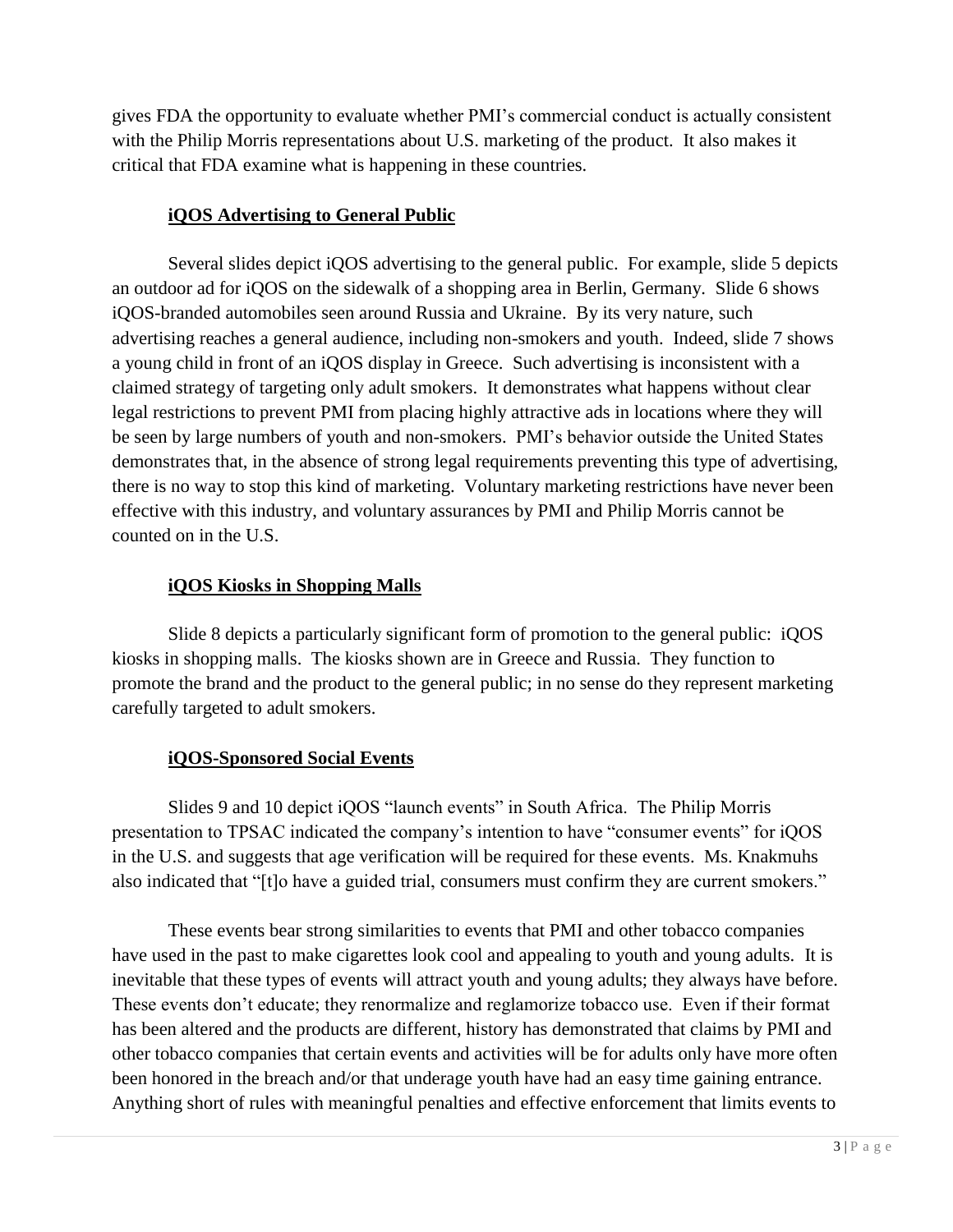gives FDA the opportunity to evaluate whether PMI's commercial conduct is actually consistent with the Philip Morris representations about U.S. marketing of the product. It also makes it critical that FDA examine what is happening in these countries.

### iQOS Advertising to General Public

Several slides depict iQOS advertising to the general public. For example, slide 5 depicts an outdoor ad for iQOS on the sidewalk of a shopping area in Berlin, Germany. Slide 6 shows iQOS-branded automobiles seen around Russia and Ukraine. By its very nature, such advertising reaches a general audience, including non-smokers and youth. Indeed, slide 7 shows a young child in front of an iQOS display in Greece. Such advertising is inconsistent with a claimed strategy of targeting only adult smokers. It demonstrates what happens without clear legal restrictions to prevent PMI from placing highly attractive ads in locations where they will be seen by large numbers of youth and non-smokers. PMI's behavior outside the United States demonstrates that, in the absence of strong legal requirements preventing this type of advertising, there is no way to stop this kind of marketing. Voluntary marketing restrictions have never been effective with this industry, and voluntary assurances by PMI and Philip Morris cannot be counted on in the U.S.

### iQOS Kiosks in Shopping Malls

Slide 8 depicts a particularly significant form of promotion to the general public: iQOS kiosks in shopping malls. The kiosks shown are in Greece and Russia. They function to promote the brand and the product to the general public; in no sense do they represent marketing carefully targeted to adult smokers.

### iQOS-Sponsored Social Events

Slides 9 and 10 depict iQOS "launch events" in South Africa. The Philip Morris presentation to TPSAC indicated the company's intention to have "consumer events" for iQOS in the U.S. and suggests that age verification will be required for these events. Ms. Knakmuhs also indicated that "[t]o have a guided trial, consumers must confirm they are current smokers."

These events bear strong similarities to events that PMI and other tobacco companies have used in the past to make cigarettes look cool and appealing to youth and young adults. It is inevitable that these types of events will attract youth and young adults; they always have before. These events don't educate; they renormalize and reglamorize tobacco use. Even if their format has been altered and the products are different, history has demonstrated that claims by PMI and other tobacco companies that certain events and activities will be for adults only have more often been honored in the breach and/or that underage youth have had an easy time gaining entrance. Anything short of rules with meaningful penalties and effective enforcement that limits events to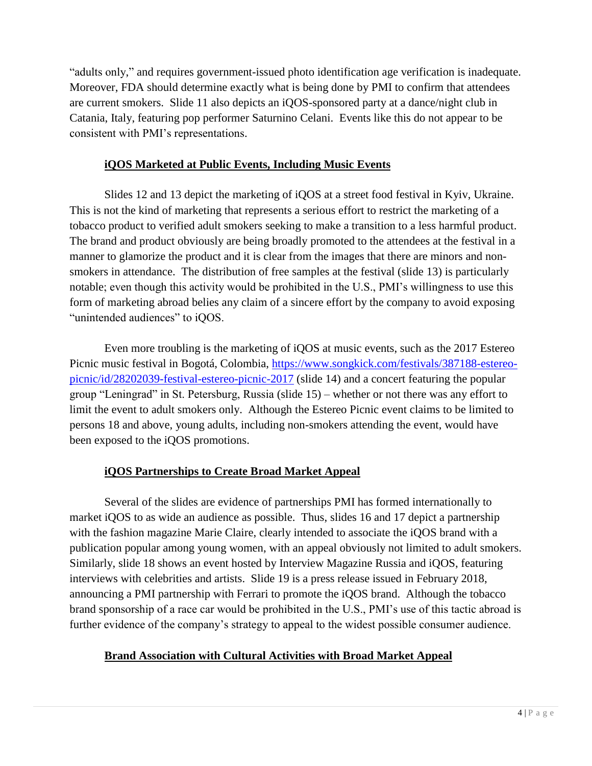"adults only," and requires government-issued photo identification age verification is inadequate. Moreover, FDA should determine exactly what is being done by PMI to confirm that attendees are current smokers. Slide 11 also depicts an iQOS-sponsored party at a dance/night club in Catania, Italy, featuring pop performer Saturnino Celani. Events like this do not appear to be consistent with PMI's representations.

## iQOS Marketed at Public Events, Including Music Events

Slides 12 and 13 depict the marketing of iQOS at a street food festival in Kyiv, Ukraine. This is not the kind of marketing that represents a serious effort to restrict the marketing of a tobacco product to verified adult smokers seeking to make a transition to a less harmful product. The brand and product obviously are being broadly promoted to the attendees at the festival in a manner to glamorize the product and it is clear from the images that there are minors and non-smokers in attendance. The distribution of free samples at the festival (slide 13) is particularly notable; even though this activity would be prohibited in the U.S., PMI's willingness to use this form of marketing abroad belies any claim of a sincere effort by the company to avoid exposing "unintended audiences" to iQOS.

Even more troubling is the marketing of iQOS at music events, such as the 2017 Estereo Picnic music festival in Bogotá, Colombia, [https://www.songkick.com/festivals/387188-estereo-picnic/id/28202039-festival-estereo-picnic-2017](https://www.songkick.com/festivals/387188-estereo-picnic/id/28202039-festival-estereo-picnic-2017) (slide 14) and a concert featuring the popular group "Leningrad" in St. Petersburg, Russia (slide 15) – whether or not there was any effort to limit the event to adult smokers only. Although the Estereo Picnic event claims to be limited to persons 18 and above, young adults, including non-smokers attending the event, would have been exposed to the iQOS promotions.

## iQOS Partnerships to Create Broad Market Appeal

Several of the slides are evidence of partnerships PMI has formed internationally to market iQOS to as wide an audience as possible. Thus, slides 16 and 17 depict a partnership with the fashion magazine Marie Claire, clearly intended to associate the iQOS brand with a publication popular among young women, with an appeal obviously not limited to adult smokers. Similarly, slide 18 shows an event hosted by Interview Magazine Russia and iQOS, featuring interviews with celebrities and artists. Slide 19 is a press release issued in February 2018, announcing a PMI partnership with Ferrari to promote the iQOS brand. Although the tobacco brand sponsorship of a race car would be prohibited in the U.S., PMI's use of this tactic abroad is further evidence of the company's strategy to appeal to the widest possible consumer audience.

## Brand Association with Cultural Activities with Broad Market Appeal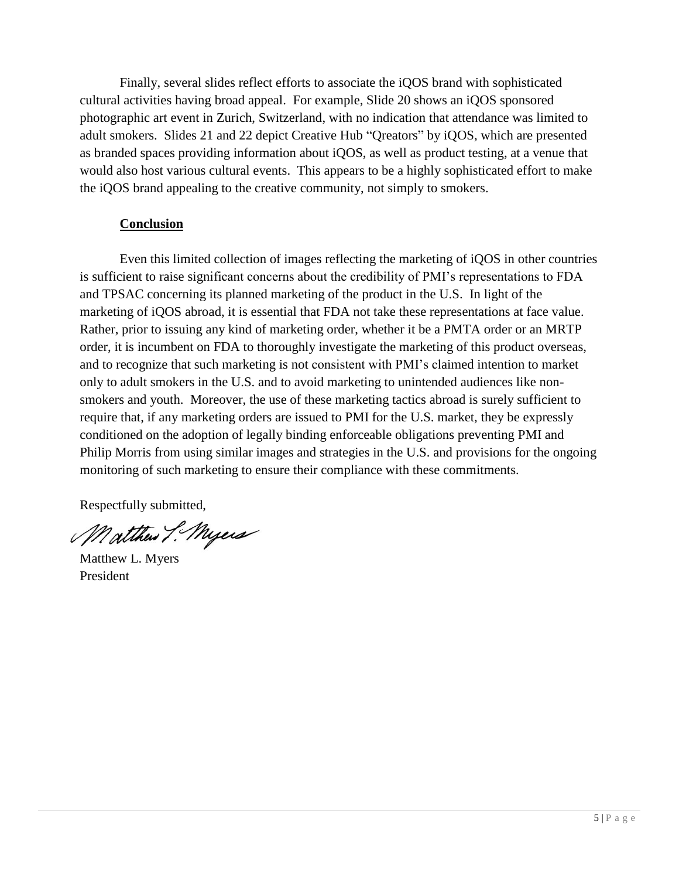Finally, several slides reflect efforts to associate the iQOS brand with sophisticated cultural activities having broad appeal. For example, Slide 20 shows an iQOS sponsored photographic art event in Zurich, Switzerland, with no indication that attendance was limited to adult smokers. Slides 21 and 22 depict Creative Hub "Qreators" by iQOS, which are presented as branded spaces providing information about iQOS, as well as product testing, at a venue that would also host various cultural events. This appears to be a highly sophisticated effort to make the iQOS brand appealing to the creative community, not simply to smokers.

**Conclusion**

Even this limited collection of images reflecting the marketing of iQOS in other countries is sufficient to raise significant concerns about the credibility of PMI's representations to FDA and TPSAC concerning its planned marketing of the product in the U.S. In light of the marketing of iQOS abroad, it is essential that FDA not take these representations at face value. Rather, prior to issuing any kind of marketing order, whether it be a PMTA order or an MRTP order, it is incumbent on FDA to thoroughly investigate the marketing of this product overseas, and to recognize that such marketing is not consistent with PMI's claimed intention to market only to adult smokers in the U.S. and to avoid marketing to unintended audiences like non-smokers and youth. Moreover, the use of these marketing tactics abroad is surely sufficient to require that, if any marketing orders are issued to PMI for the U.S. market, they be expressly conditioned on the adoption of legally binding enforceable obligations preventing PMI and Philip Morris from using similar images and strategies in the U.S. and provisions for the ongoing monitoring of such marketing to ensure their compliance with these commitments.

Respectfully submitted,

Matthew L. Myers
President